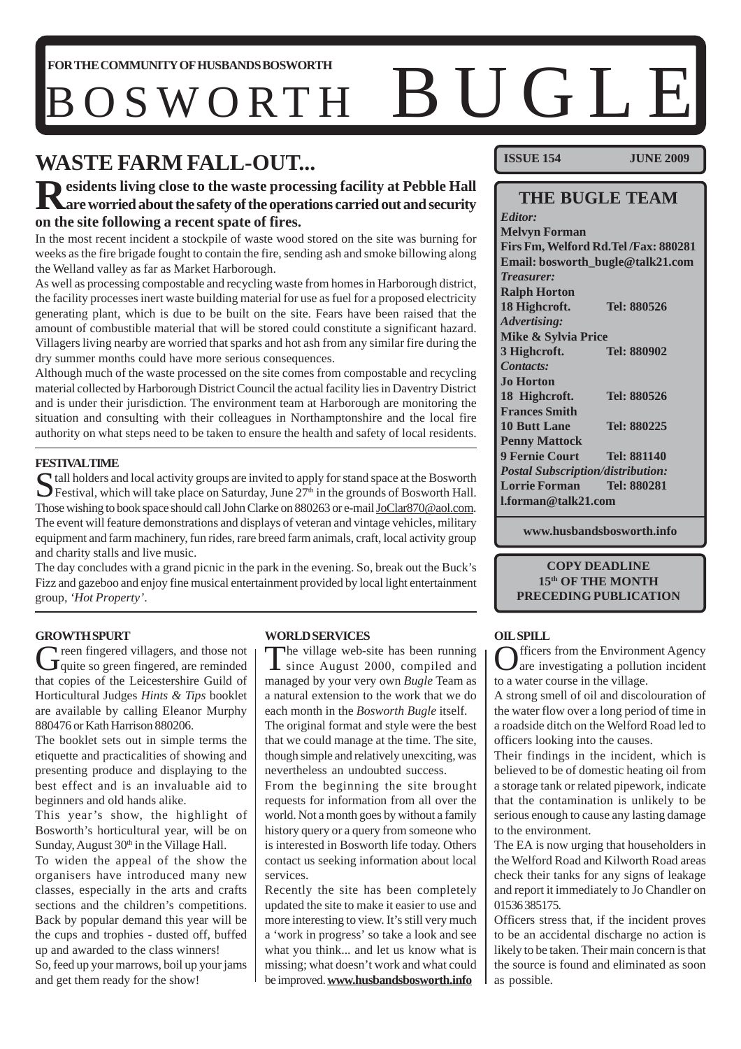FOR THE COMMUNITY OF HUSBANDS BOSWORTH

# BOSWORTH BUGLE

**ISSUE 154** **JUNE 2009**

## WASTE FARM FALL-OUT...

**Residents living close to the waste processing facility at Pebble Hall are worried about the safety of the operations carried out and security on the site following a recent spate of fires.**

In the most recent incident a stockpile of waste wood stored on the site was burning for weeks as the fire brigade fought to contain the fire, sending ash and smoke billowing along the Welland valley as far as Market Harborough.

As well as processing compostable and recycling waste from homes in Harborough district, the facility processes inert waste building material for use as fuel for a proposed electricity generating plant, which is due to be built on the site. Fears have been raised that the amount of combustible material that will be stored could constitute a significant hazard. Villagers living nearby are worried that sparks and hot ash from any similar fire during the dry summer months could have more serious consequences.

Although much of the waste processed on the site comes from compostable and recycling material collected by Harborough District Council the actual facility lies in Daventry District and is under their jurisdiction. The environment team at Harborough are monitoring the situation and consulting with their colleagues in Northamptonshire and the local fire authority on what steps need to be taken to ensure the health and safety of local residents.

### FESTIVAL TIME

Stall holders and local activity groups are invited to apply for stand space at the Bosworth Festival, which will take place on Saturday, June 27th in the grounds of Bosworth Hall. Those wishing to book space should call John Clarke on 880263 or e-mail JoClar870@aol.com. The event will feature demonstrations and displays of veteran and vintage vehicles, military equipment and farm machinery, fun rides, rare breed farm animals, craft, local activity group and charity stalls and live music.

The day concludes with a grand picnic in the park in the evening. So, break out the Buck's Fizz and gazeboo and enjoy fine musical entertainment provided by local light entertainment group, *'Hot Property'*.

### GROWTH SPURT

Green fingered villagers, and those not quite so green fingered, are reminded that copies of the Leicestershire Guild of Horticultural Judges *Hints & Tips* booklet are available by calling Eleanor Murphy 880476 or Kath Harrison 880206.

The booklet sets out in simple terms the etiquette and practicalities of showing and presenting produce and displaying to the best effect and is an invaluable aid to beginners and old hands alike.

This year's show, the highlight of Bosworth's horticultural year, will be on Sunday, August 30th in the Village Hall.

To widen the appeal of the show the organisers have introduced many new classes, especially in the arts and crafts sections and the children's competitions. Back by popular demand this year will be the cups and trophies - dusted off, buffed up and awarded to the class winners!

So, feed up your marrows, boil up your jams and get them ready for the show!

### WORLD SERVICES

The village web-site has been running since August 2000, compiled and managed by your very own *Bugle* Team as a natural extension to the work that we do each month in the *Bosworth Bugle* itself.

The original format and style were the best that we could manage at the time. The site, though simple and relatively unexciting, was nevertheless an undoubted success.

From the beginning the site brought requests for information from all over the world. Not a month goes by without a family history query or a query from someone who is interested in Bosworth life today. Others contact us seeking information about local services.

Recently the site has been completely updated the site to make it easier to use and more interesting to view. It's still very much a 'work in progress' so take a look and see what you think... and let us know what is missing; what doesn't work and what could be improved. **www.husbandsbosworth.info**

### OIL SPILL

Officers from the Environment Agency are investigating a pollution incident to a water course in the village.

A strong smell of oil and discolouration of the water flow over a long period of time in a roadside ditch on the Welford Road led to officers looking into the causes.

Their findings in the incident, which is believed to be of domestic heating oil from a storage tank or related pipework, indicate that the contamination is unlikely to be serious enough to cause any lasting damage to the environment.

The EA is now urging that householders in the Welford Road and Kilworth Road areas check their tanks for any signs of leakage and report it immediately to Jo Chandler on 01536 385175.

Officers stress that, if the incident proves to be an accidental discharge no action is likely to be taken. Their main concern is that the source is found and eliminated as soon as possible.

---

## THE BUGLE TEAM

*Editor:*
**Melvyn Forman**
**Firs Fm, Welford Rd. Tel /Fax: 880281**
**Email: bosworth_bugle@talk21.com**

*Treasurer:*
**Ralph Horton**
**18 Highcroft. Tel: 880526**

*Advertising:*
**Mike & Sylvia Price**
**3 Highcroft. Tel: 880902**

*Contacts:*
**Jo Horton**
**18 Highcroft. Tel: 880526**
**Frances Smith**
**10 Butt Lane Tel: 880225**
**Penny Mattock**
**9 Fernie Court Tel: 881140**

*Postal Subscription/distribution:*
**Lorrie Forman Tel: 880281**
**l.forman@talk21.com**

**www.husbandsbosworth.info**

**COPY DEADLINE 15th OF THE MONTH PRECEDING PUBLICATION**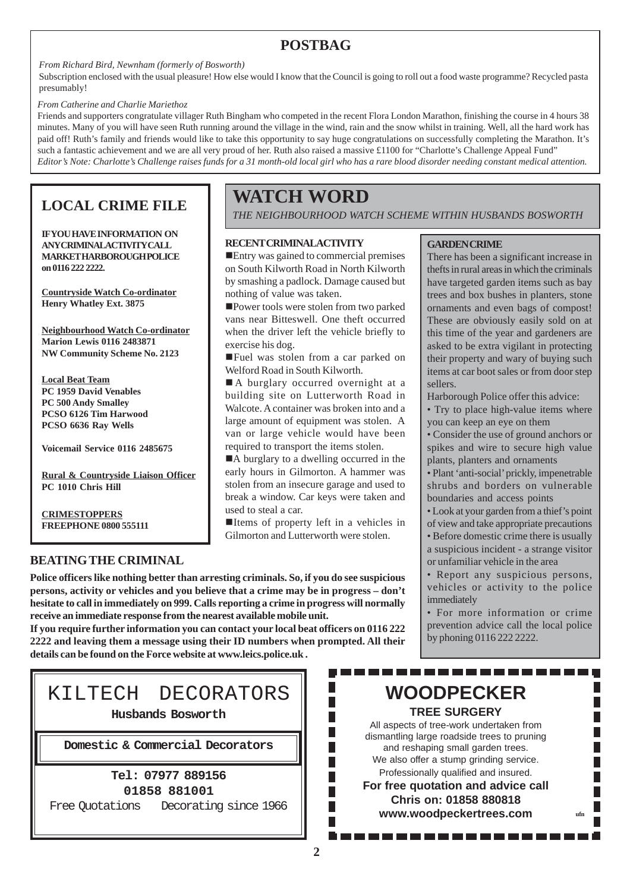## POSTBAG

*From Richard Bird, Newnham (formerly of Bosworth)*

Subscription enclosed with the usual pleasure! How else would I know that the Council is going to roll out a food waste programme? Recycled pasta presumably!

*From Catherine and Charlie Mariethoz*

Friends and supporters congratulate villager Ruth Bingham who competed in the recent Flora London Marathon, finishing the course in 4 hours 38 minutes. Many of you will have seen Ruth running around the village in the wind, rain and the snow whilst in training. Well, all the hard work has paid off! Ruth's family and friends would like to take this opportunity to say huge congratulations on successfully completing the Marathon. It's such a fantastic achievement and we are all very proud of her. Ruth also raised a massive £1100 for "Charlotte's Challenge Appeal Fund"

*Editor's Note: Charlotte's Challenge raises funds for a 31 month-old local girl who has a rare blood disorder needing constant medical attention.*

## LOCAL CRIME FILE

**IF YOU HAVE INFORMATION ON ANY CRIMINAL ACTIVITY CALL MARKET HARBOROUGH POLICE on 0116 222 2222.**

**Countryside Watch Co-ordinator**
**Henry Whatley Ext. 3875**

**Neighbourhood Watch Co-ordinator**
**Marion Lewis 0116 2483871**
**NW Community Scheme No. 2123**

**Local Beat Team**
**PC 1959 David Venables**
**PC 500 Andy Smalley**
**PCSO 6126 Tim Harwood**
**PCSO 6636 Ray Wells**

**Voicemail Service 0116 2485675**

**Rural & Countryside Liaison Officer**
**PC 1010 Chris Hill**

**CRIMESTOPPERS**
**FREEPHONE 0800 555111**

# WATCH WORD

*THE NEIGHBOURHOOD WATCH SCHEME WITHIN HUSBANDS BOSWORTH*

### RECENT CRIMINAL ACTIVITY

- Entry was gained to commercial premises on South Kilworth Road in North Kilworth by smashing a padlock. Damage caused but nothing of value was taken.
- Power tools were stolen from two parked vans near Bitteswell. One theft occurred when the driver left the vehicle briefly to exercise his dog.
- Fuel was stolen from a car parked on Welford Road in South Kilworth.
- A burglary occurred overnight at a building site on Lutterworth Road in Walcote. A container was broken into and a large amount of equipment was stolen. A van or large vehicle would have been required to transport the items stolen.
- A burglary to a dwelling occurred in the early hours in Gilmorton. A hammer was stolen from an insecure garage and used to break a window. Car keys were taken and used to steal a car.
- Items of property left in a vehicles in Gilmorton and Lutterworth were stolen.

### GARDEN CRIME

There has been a significant increase in thefts in rural areas in which the criminals have targeted garden items such as bay trees and box bushes in planters, stone ornaments and even bags of compost! These are obviously easily sold on at this time of the year and gardeners are asked to be extra vigilant in protecting their property and wary of buying such items at car boot sales or from door step sellers.

Harborough Police offer this advice:

- Try to place high-value items where you can keep an eye on them
- Consider the use of ground anchors or spikes and wire to secure high value plants, planters and ornaments
- Plant 'anti-social' prickly, impenetrable shrubs and borders on vulnerable boundaries and access points
- Look at your garden from a thief's point of view and take appropriate precautions
- Before domestic crime there is usually a suspicious incident - a strange visitor or unfamiliar vehicle in the area
- Report any suspicious persons, vehicles or activity to the police immediately
- For more information or crime prevention advice call the local police by phoning 0116 222 2222.

## BEATING THE CRIMINAL

**Police officers like nothing better than arresting criminals. So, if you do see suspicious persons, activity or vehicles and you believe that a crime may be in progress – don't hesitate to call in immediately on 999. Calls reporting a crime in progress will normally receive an immediate response from the nearest available mobile unit.**

**If you require further information you can contact your local beat officers on 0116 222 2222 and leaving them a message using their ID numbers when prompted. All their details can be found on the Force website at www.leics.police.uk .**

---

KILTECH DECORATORS

**Husbands Bosworth**

**Domestic & Commercial Decorators**

**Tel: 07977 889156**
**01858 881001**

Free Quotations Decorating since 1966

---

## WOODPECKER

**TREE SURGERY**

All aspects of tree-work undertaken from dismantling large roadside trees to pruning and reshaping small garden trees.
We also offer a stump grinding service.
Professionally qualified and insured.

**For free quotation and advice call**
**Chris on: 01858 880818**
**www.woodpeckertrees.com**

ufn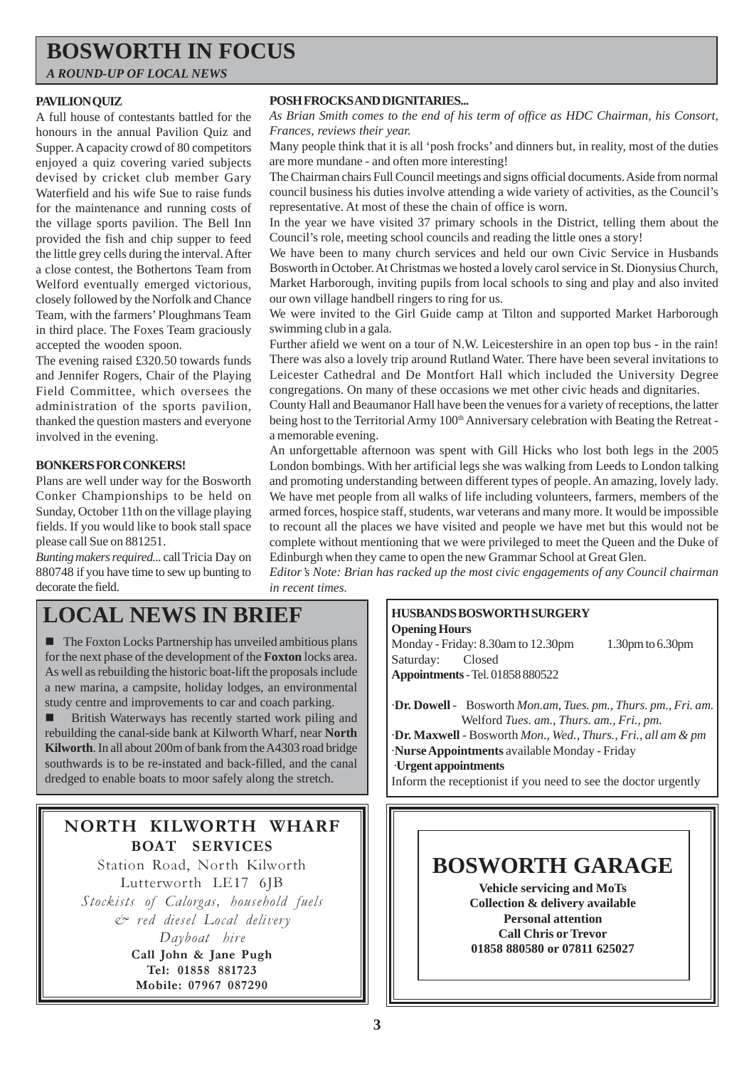# BOSWORTH IN FOCUS

*A ROUND-UP OF LOCAL NEWS*

### PAVILION QUIZ

A full house of contestants battled for the honours in the annual Pavilion Quiz and Supper. A capacity crowd of 80 competitors enjoyed a quiz covering varied subjects devised by cricket club member Gary Waterfield and his wife Sue to raise funds for the maintenance and running costs of the village sports pavilion. The Bell Inn provided the fish and chip supper to feed the little grey cells during the interval. After a close contest, the Bothertons Team from Welford eventually emerged victorious, closely followed by the Norfolk and Chance Team, with the farmers' Ploughmans Team in third place. The Foxes Team graciously accepted the wooden spoon.

The evening raised £320.50 towards funds and Jennifer Rogers, Chair of the Playing Field Committee, which oversees the administration of the sports pavilion, thanked the question masters and everyone involved in the evening.

### BONKERS FOR CONKERS!

Plans are well under way for the Bosworth Conker Championships to be held on Sunday, October 11th on the village playing fields. If you would like to book stall space please call Sue on 881251.

*Bunting makers required...* call Tricia Day on 880748 if you have time to sew up bunting to decorate the field.

### POSH FROCKS AND DIGNITARIES...

*As Brian Smith comes to the end of his term of office as HDC Chairman, his Consort, Frances, reviews their year.*

Many people think that it is all 'posh frocks' and dinners but, in reality, most of the duties are more mundane - and often more interesting!

The Chairman chairs Full Council meetings and signs official documents. Aside from normal council business his duties involve attending a wide variety of activities, as the Council's representative. At most of these the chain of office is worn.

In the year we have visited 37 primary schools in the District, telling them about the Council's role, meeting school councils and reading the little ones a story!

We have been to many church services and held our own Civic Service in Husbands Bosworth in October. At Christmas we hosted a lovely carol service in St. Dionysius Church, Market Harborough, inviting pupils from local schools to sing and play and also invited our own village handbell ringers to ring for us.

We were invited to the Girl Guide camp at Tilton and supported Market Harborough swimming club in a gala.

Further afield we went on a tour of N.W. Leicestershire in an open top bus - in the rain! There was also a lovely trip around Rutland Water. There have been several invitations to Leicester Cathedral and De Montfort Hall which included the University Degree congregations. On many of these occasions we met other civic heads and dignitaries.

County Hall and Beaumanor Hall have been the venues for a variety of receptions, the latter being host to the Territorial Army 100th Anniversary celebration with Beating the Retreat - a memorable evening.

An unforgettable afternoon was spent with Gill Hicks who lost both legs in the 2005 London bombings. With her artificial legs she was walking from Leeds to London talking and promoting understanding between different types of people. An amazing, lovely lady.

We have met people from all walks of life including volunteers, farmers, members of the armed forces, hospice staff, students, war veterans and many more. It would be impossible to recount all the places we have visited and people we have met but this would not be complete without mentioning that we were privileged to meet the Queen and the Duke of Edinburgh when they came to open the new Grammar School at Great Glen.

*Editor's Note: Brian has racked up the most civic engagements of any Council chairman in recent times.*

## LOCAL NEWS IN BRIEF

- The Foxton Locks Partnership has unveiled ambitious plans for the next phase of the development of the **Foxton** locks area. As well as rebuilding the historic boat-lift the proposals include a new marina, a campsite, holiday lodges, an environmental study centre and improvements to car and coach parking.
- British Waterways has recently started work piling and rebuilding the canal-side bank at Kilworth Wharf, near **North Kilworth**. In all about 200m of bank from the A4303 road bridge southwards is to be re-instated and back-filled, and the canal dredged to enable boats to moor safely along the stretch.

### HUSBANDS BOSWORTH SURGERY

**Opening Hours**

Monday - Friday: 8.30am to 12.30pm 1.30pm to 6.30pm

Saturday: Closed

**Appointments** - Tel. 01858 880522

- **Dr. Dowell** - Bosworth *Mon.am, Tues. pm., Thurs. pm., Fri. am.* Welford *Tues. am., Thurs. am., Fri., pm.*
- **Dr. Maxwell** - Bosworth *Mon., Wed., Thurs., Fri., all am & pm*
- **Nurse Appointments** available Monday - Friday
- **Urgent appointments**

Inform the receptionist if you need to see the doctor urgently

**NORTH KILWORTH WHARF**
**BOAT SERVICES**

Station Road, North Kilworth
Lutterworth LE17 6JB

*Stockists of Calorgas, household fuels & red diesel Local delivery*

*Dayboat hire*

**Call John & Jane Pugh**
**Tel: 01858 881723**
**Mobile: 07967 087290**

## BOSWORTH GARAGE

**Vehicle servicing and MoTs**
**Collection & delivery available**
**Personal attention**
**Call Chris or Trevor**
**01858 880580 or 07811 625027**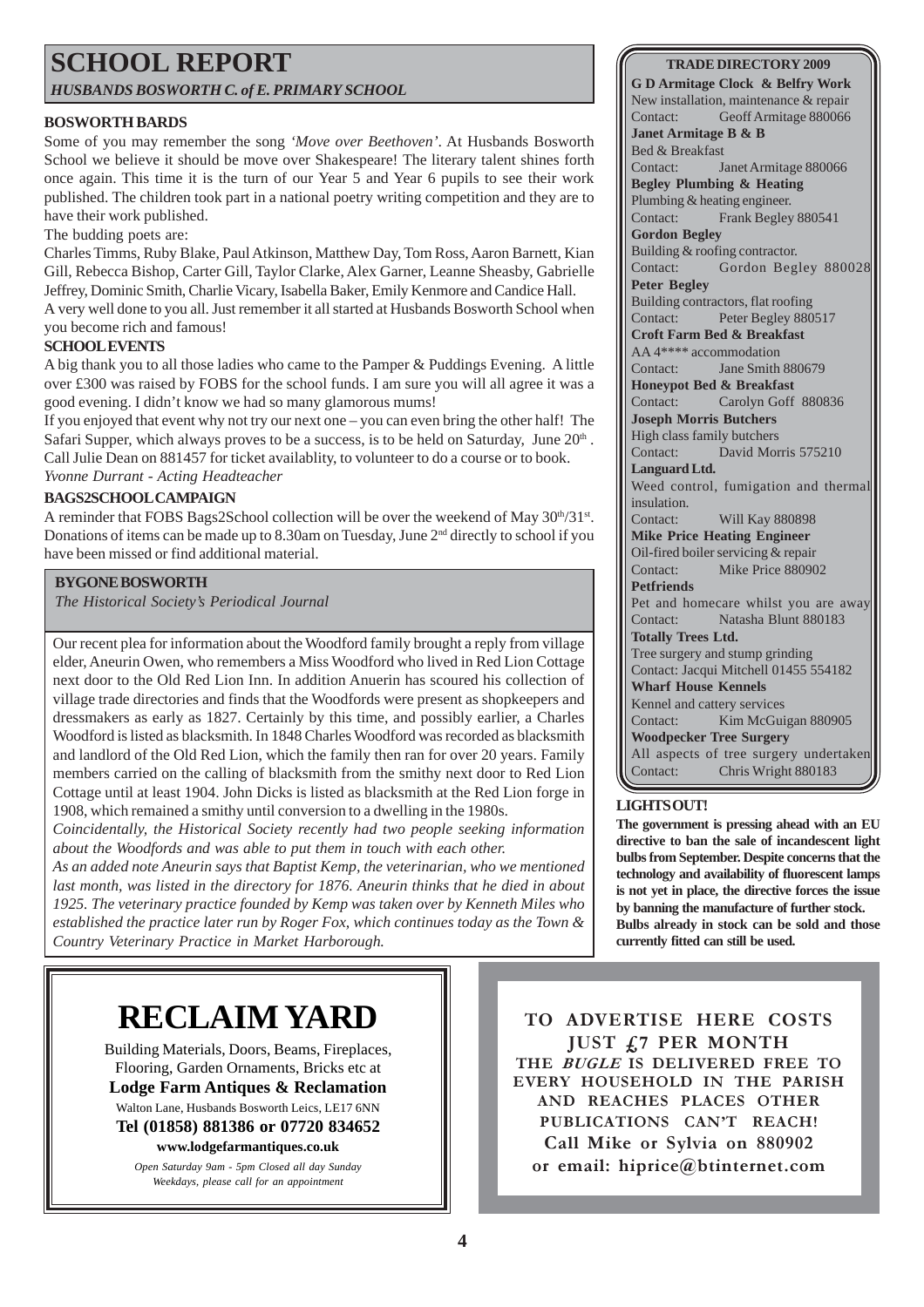# SCHOOL REPORT

*HUSBANDS BOSWORTH C. of E. PRIMARY SCHOOL*

### BOSWORTH BARDS

Some of you may remember the song *'Move over Beethoven'*. At Husbands Bosworth School we believe it should be move over Shakespeare! The literary talent shines forth once again. This time it is the turn of our Year 5 and Year 6 pupils to see their work published. The children took part in a national poetry writing competition and they are to have their work published.

The budding poets are:

Charles Timms, Ruby Blake, Paul Atkinson, Matthew Day, Tom Ross, Aaron Barnett, Kian Gill, Rebecca Bishop, Carter Gill, Taylor Clarke, Alex Garner, Leanne Sheasby, Gabrielle Jeffrey, Dominic Smith, Charlie Vicary, Isabella Baker, Emily Kenmore and Candice Hall.

A very well done to you all. Just remember it all started at Husbands Bosworth School when you become rich and famous!

### SCHOOL EVENTS

A big thank you to all those ladies who came to the Pamper & Puddings Evening. A little over £300 was raised by FOBS for the school funds. I am sure you will all agree it was a good evening. I didn't know we had so many glamorous mums!

If you enjoyed that event why not try our next one – you can even bring the other half! The Safari Supper, which always proves to be a success, is to be held on Saturday, June 20th.

Call Julie Dean on 881457 for ticket availablity, to volunteer to do a course or to book.

*Yvonne Durrant - Acting Headteacher*

### BAGS2SCHOOL CAMPAIGN

A reminder that FOBS Bags2School collection will be over the weekend of May 30th/31st. Donations of items can be made up to 8.30am on Tuesday, June 2nd directly to school if you have been missed or find additional material.

## BYGONE BOSWORTH

*The Historical Society's Periodical Journal*

Our recent plea for information about the Woodford family brought a reply from village elder, Aneurin Owen, who remembers a Miss Woodford who lived in Red Lion Cottage next door to the Old Red Lion Inn. In addition Anuerin has scoured his collection of village trade directories and finds that the Woodfords were present as shopkeepers and dressmakers as early as 1827. Certainly by this time, and possibly earlier, a Charles Woodford is listed as blacksmith. In 1848 Charles Woodford was recorded as blacksmith and landlord of the Old Red Lion, which the family then ran for over 20 years. Family members carried on the calling of blacksmith from the smithy next door to Red Lion Cottage until at least 1904. John Dicks is listed as blacksmith at the Red Lion forge in 1908, which remained a smithy until conversion to a dwelling in the 1980s.

*Coincidentally, the Historical Society recently had two people seeking information about the Woodfords and was able to put them in touch with each other.*

*As an added note Aneurin says that Baptist Kemp, the veterinarian, who we mentioned last month, was listed in the directory for 1876. Aneurin thinks that he died in about 1925. The veterinary practice founded by Kemp was taken over by Kenneth Miles who established the practice later run by Roger Fox, which continues today as the Town & Country Veterinary Practice in Market Harborough.*

## TRADE DIRECTORY 2009

**G D Armitage Clock & Belfry Work**
New installation, maintenance & repair
Contact: Geoff Armitage 880066

**Janet Armitage B & B**
Bed & Breakfast
Contact: Janet Armitage 880066

**Begley Plumbing & Heating**
Plumbing & heating engineer.
Contact: Frank Begley 880541

**Gordon Begley**
Building & roofing contractor.
Contact: Gordon Begley 880028

**Peter Begley**
Building contractors, flat roofing
Contact: Peter Begley 880517

**Croft Farm Bed & Breakfast**
AA 4**** accommodation
Contact: Jane Smith 880679

**Honeypot Bed & Breakfast**
Contact: Carolyn Goff 880836

**Joseph Morris Butchers**
High class family butchers
Contact: David Morris 575210

**Languard Ltd.**
Weed control, fumigation and thermal insulation.
Contact: Will Kay 880898

**Mike Price Heating Engineer**
Oil-fired boiler servicing & repair
Contact: Mike Price 880902

**Petfriends**
Pet and homecare whilst you are away
Contact: Natasha Blunt 880183

**Totally Trees Ltd.**
Tree surgery and stump grinding
Contact: Jacqui Mitchell 01455 554182

**Wharf House Kennels**
Kennel and cattery services
Contact: Kim McGuigan 880905

**Woodpecker Tree Surgery**
All aspects of tree surgery undertaken
Contact: Chris Wright 880183

### LIGHTS OUT!

**The government is pressing ahead with an EU directive to ban the sale of incandescent light bulbs from September. Despite concerns that the technology and availability of fluorescent lamps is not yet in place, the directive forces the issue by banning the manufacture of further stock.**

**Bulbs already in stock can be sold and those currently fitted can still be used.**

# RECLAIM YARD

Building Materials, Doors, Beams, Fireplaces, Flooring, Garden Ornaments, Bricks etc at

**Lodge Farm Antiques & Reclamation**

Walton Lane, Husbands Bosworth Leics, LE17 6NN

**Tel (01858) 881386 or 07720 834652**

**www.lodgefarmantiques.co.uk**

*Open Saturday 9am - 5pm Closed all day Sunday*
*Weekdays, please call for an appointment*

**TO ADVERTISE HERE COSTS JUST £7 PER MONTH**
**THE *BUGLE* IS DELIVERED FREE TO EVERY HOUSEHOLD IN THE PARISH AND REACHES PLACES OTHER PUBLICATIONS CAN'T REACH!**
**Call Mike or Sylvia on 880902 or email: hiprice@btinternet.com**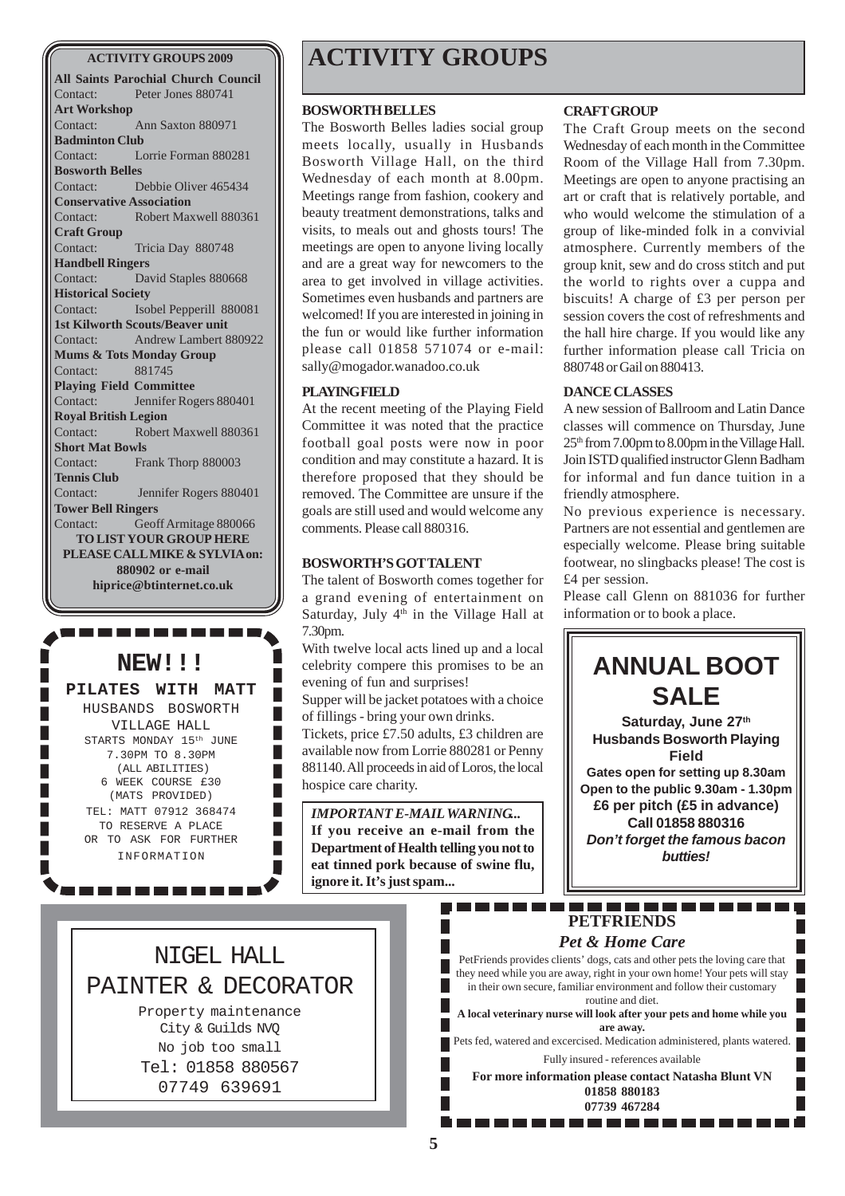# ACTIVITY GROUPS

### BOSWORTH BELLES

The Bosworth Belles ladies social group meets locally, usually in Husbands Bosworth Village Hall, on the third Wednesday of each month at 8.00pm. Meetings range from fashion, cookery and beauty treatment demonstrations, talks and visits, to meals out and ghosts tours! The meetings are open to anyone living locally and are a great way for newcomers to the area to get involved in village activities. Sometimes even husbands and partners are welcomed! If you are interested in joining in the fun or would like further information please call 01858 571074 or e-mail: sally@mogador.wanadoo.co.uk

### PLAYING FIELD

At the recent meeting of the Playing Field Committee it was noted that the practice football goal posts were now in poor condition and may constitute a hazard. It is therefore proposed that they should be removed. The Committee are unsure if the goals are still used and would welcome any comments. Please call 880316.

### BOSWORTH'S GOT TALENT

The talent of Bosworth comes together for a grand evening of entertainment on Saturday, July 4th in the Village Hall at 7.30pm.

With twelve local acts lined up and a local celebrity compere this promises to be an evening of fun and surprises!

Supper will be jacket potatoes with a choice of fillings - bring your own drinks.

Tickets, price £7.50 adults, £3 children are available now from Lorrie 880281 or Penny 881140. All proceeds in aid of Loros, the local hospice care charity.

*IMPORTANT E-MAIL WARNING..*
**If you receive an e-mail from the Department of Health telling you not to eat tinned pork because of swine flu, ignore it. It's just spam...**

### CRAFT GROUP

The Craft Group meets on the second Wednesday of each month in the Committee Room of the Village Hall from 7.30pm. Meetings are open to anyone practising an art or craft that is relatively portable, and who would welcome the stimulation of a group of like-minded folk in a convivial atmosphere. Currently members of the group knit, sew and do cross stitch and put the world to rights over a cuppa and biscuits! A charge of £3 per person per session covers the cost of refreshments and the hall hire charge. If you would like any further information please call Tricia on 880748 or Gail on 880413.

### DANCE CLASSES

A new session of Ballroom and Latin Dance classes will commence on Thursday, June 25th from 7.00pm to 8.00pm in the Village Hall. Join ISTD qualified instructor Glenn Badham for informal and fun dance tuition in a friendly atmosphere.

No previous experience is necessary. Partners are not essential and gentlemen are especially welcome. Please bring suitable footwear, no slingbacks please! The cost is £4 per session.

Please call Glenn on 881036 for further information or to book a place.

## ANNUAL BOOT SALE

**Saturday, June 27th**
**Husbands Bosworth Playing Field**
**Gates open for setting up 8.30am**
**Open to the public 9.30am - 1.30pm**
**£6 per pitch (£5 in advance)**
**Call 01858 880316**
***Don't forget the famous bacon butties!***

---

**ACTIVITY GROUPS 2009**

**All Saints Parochial Church Council**
Contact: Peter Jones 880741
**Art Workshop**
Contact: Ann Saxton 880971
**Badminton Club**
Contact: Lorrie Forman 880281
**Bosworth Belles**
Contact: Debbie Oliver 465434
**Conservative Association**
Contact: Robert Maxwell 880361
**Craft Group**
Contact: Tricia Day 880748
**Handbell Ringers**
Contact: David Staples 880668
**Historical Society**
Contact: Isobel Pepperill 880081
**1st Kilworth Scouts/Beaver unit**
Contact: Andrew Lambert 880922
**Mums & Tots Monday Group**
Contact: 881745
**Playing Field Committee**
Contact: Jennifer Rogers 880401
**Royal British Legion**
Contact: Robert Maxwell 880361
**Short Mat Bowls**
Contact: Frank Thorp 880003
**Tennis Club**
Contact: Jennifer Rogers 880401
**Tower Bell Ringers**
Contact: Geoff Armitage 880066

**TO LIST YOUR GROUP HERE PLEASE CALL MIKE & SYLVIA on: 880902 or e-mail hiprice@btinternet.co.uk**

---

**NEW!!!**

**PILATES WITH MATT**

HUSBANDS BOSWORTH VILLAGE HALL
STARTS MONDAY 15th JUNE
7.30PM TO 8.30PM
(ALL ABILITIES)
6 WEEK COURSE £30
(MATS PROVIDED)
TEL: MATT 07912 368474
TO RESERVE A PLACE
OR TO ASK FOR FURTHER INFORMATION

---

**NIGEL HALL**
**PAINTER & DECORATOR**

Property maintenance
City & Guilds NVQ
No job too small
Tel: 01858 880567
07749 639691

---

**PETFRIENDS**
***Pet & Home Care***

PetFriends provides clients' dogs, cats and other pets the loving care that they need while you are away, right in your own home! Your pets will stay in their own secure, familiar environment and follow their customary routine and diet.

**A local veterinary nurse will look after your pets and home while you are away.**

Pets fed, watered and excercised. Medication administered, plants watered.

Fully insured - references available

**For more information please contact Natasha Blunt VN**
**01858 880183**
**07739 467284**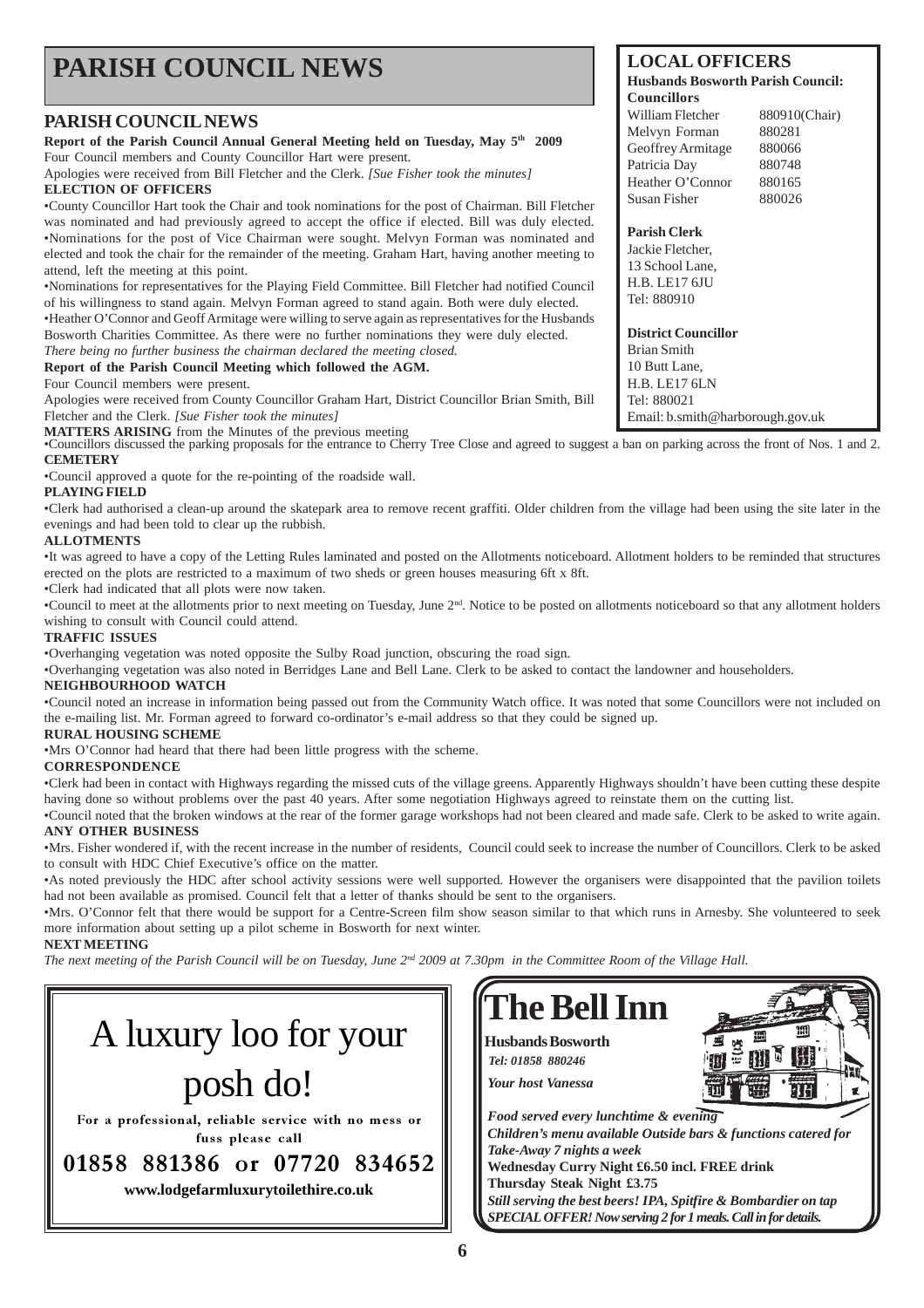# PARISH COUNCIL NEWS

## PARISH COUNCIL NEWS

**Report of the Parish Council Annual General Meeting held on Tuesday, May 5th 2009**

Four Council members and County Councillor Hart were present.

Apologies were received from Bill Fletcher and the Clerk. *[Sue Fisher took the minutes]*

**ELECTION OF OFFICERS**

•County Councillor Hart took the Chair and took nominations for the post of Chairman. Bill Fletcher was nominated and had previously agreed to accept the office if elected. Bill was duly elected.

•Nominations for the post of Vice Chairman were sought. Melvyn Forman was nominated and elected and took the chair for the remainder of the meeting. Graham Hart, having another meeting to attend, left the meeting at this point.

•Nominations for representatives for the Playing Field Committee. Bill Fletcher had notified Council of his willingness to stand again. Melvyn Forman agreed to stand again. Both were duly elected.

•Heather O'Connor and Geoff Armitage were willing to serve again as representatives for the Husbands Bosworth Charities Committee. As there were no further nominations they were duly elected.

*There being no further business the chairman declared the meeting closed.*

**Report of the Parish Council Meeting which followed the AGM.**

Four Council members were present.

Apologies were received from County Councillor Graham Hart, District Councillor Brian Smith, Bill Fletcher and the Clerk. *[Sue Fisher took the minutes]*

**MATTERS ARISING** from the Minutes of the previous meeting

•Councillors discussed the parking proposals for the entrance to Cherry Tree Close and agreed to suggest a ban on parking across the front of Nos. 1 and 2.

**CEMETERY**

•Council approved a quote for the re-pointing of the roadside wall.

**PLAYING FIELD**

•Clerk had authorised a clean-up around the skatepark area to remove recent graffiti. Older children from the village had been using the site later in the evenings and had been told to clear up the rubbish.

**ALLOTMENTS**

•It was agreed to have a copy of the Letting Rules laminated and posted on the Allotments noticeboard. Allotment holders to be reminded that structures erected on the plots are restricted to a maximum of two sheds or green houses measuring 6ft x 8ft.

•Clerk had indicated that all plots were now taken.

•Council to meet at the allotments prior to next meeting on Tuesday, June 2nd. Notice to be posted on allotments noticeboard so that any allotment holders wishing to consult with Council could attend.

**TRAFFIC ISSUES**

•Overhanging vegetation was noted opposite the Sulby Road junction, obscuring the road sign.

•Overhanging vegetation was also noted in Berridges Lane and Bell Lane. Clerk to be asked to contact the landowner and householders.

**NEIGHBOURHOOD WATCH**

•Council noted an increase in information being passed out from the Community Watch office. It was noted that some Councillors were not included on the e-mailing list. Mr. Forman agreed to forward co-ordinator's e-mail address so that they could be signed up.

**RURAL HOUSING SCHEME**

•Mrs O'Connor had heard that there had been little progress with the scheme.

**CORRESPONDENCE**

•Clerk had been in contact with Highways regarding the missed cuts of the village greens. Apparently Highways shouldn't have been cutting these despite having done so without problems over the past 40 years. After some negotiation Highways agreed to reinstate them on the cutting list.

•Council noted that the broken windows at the rear of the former garage workshops had not been cleared and made safe. Clerk to be asked to write again.

**ANY OTHER BUSINESS**

•Mrs. Fisher wondered if, with the recent increase in the number of residents, Council could seek to increase the number of Councillors. Clerk to be asked to consult with HDC Chief Executive's office on the matter.

•As noted previously the HDC after school activity sessions were well supported. However the organisers were disappointed that the pavilion toilets had not been available as promised. Council felt that a letter of thanks should be sent to the organisers.

•Mrs. O'Connor felt that there would be support for a Centre-Screen film show season similar to that which runs in Arnesby. She volunteered to seek more information about setting up a pilot scheme in Bosworth for next winter.

**NEXT MEETING**

*The next meeting of the Parish Council will be on Tuesday, June 2nd 2009 at 7.30pm in the Committee Room of the Village Hall.*

## LOCAL OFFICERS

**Husbands Bosworth Parish Council: Councillors**

| | |
|---|---|
| William Fletcher | 880910(Chair) |
| Melvyn Forman | 880281 |
| Geoffrey Armitage | 880066 |
| Patricia Day | 880748 |
| Heather O'Connor | 880165 |
| Susan Fisher | 880026 |

**Parish Clerk**
Jackie Fletcher,
13 School Lane,
H.B. LE17 6JU
Tel: 880910

**District Councillor**
Brian Smith
10 Butt Lane,
H.B. LE17 6LN
Tel: 880021
Email: b.smith@harborough.gov.uk

---

# A luxury loo for your posh do!

**For a professional, reliable service with no mess or fuss please call**

**01858 881386 or 07720 834652**

**www.lodgefarmluxurytoilethire.co.uk**

---

# The Bell Inn

**Husbands Bosworth**
***Tel: 01858 880246***
***Your host Vanessa***

***Food served every lunchtime & evening***
***Children's menu available Outside bars & functions catered for***
***Take-Away 7 nights a week***
**Wednesday Curry Night £6.50 incl. FREE drink**
**Thursday Steak Night £3.75**
***Still serving the best beers! IPA, Spitfire & Bombardier on tap***
***SPECIAL OFFER! Now serving 2 for 1 meals. Call in for details.***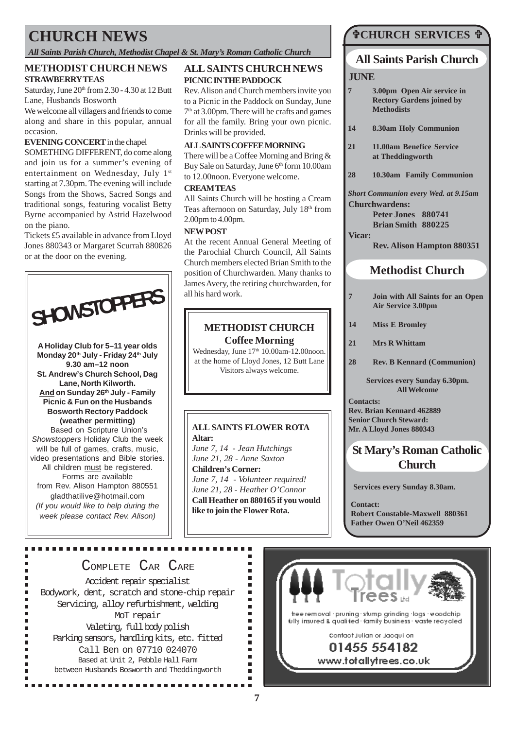# CHURCH NEWS

*All Saints Parish Church, Methodist Chapel & St. Mary's Roman Catholic Church*

## METHODIST CHURCH NEWS

**STRAWBERRY TEAS**

Saturday, June 20th from 2.30 - 4.30 at 12 Butt Lane, Husbands Bosworth

We welcome all villagers and friends to come along and share in this popular, annual occasion.

**EVENING CONCERT** in the chapel

SOMETHING DIFFERENT, do come along and join us for a summer's evening of entertainment on Wednesday, July 1st starting at 7.30pm. The evening will include Songs from the Shows, Sacred Songs and traditional songs, featuring vocalist Betty Byrne accompanied by Astrid Hazelwood on the piano.

Tickets £5 available in advance from Lloyd Jones 880343 or Margaret Scurrah 880826 or at the door on the evening.

### SHOWSTOPPERS

**A Holiday Club for 5–11 year olds**
**Monday 20th July - Friday 24th July**
**9.30 am–12 noon**
**St. Andrew's Church School, Dag Lane, North Kilworth.**
**And on Sunday 26th July - Family Picnic & Fun on the Husbands Bosworth Rectory Paddock (weather permitting)**

Based on Scripture Union's *Showstoppers* Holiday Club the week will be full of games, crafts, music, video presentations and Bible stories.
All children must be registered.
Forms are available from Rev. Alison Hampton 880551
gladthatilive@hotmail.com
*(If you would like to help during the week please contact Rev. Alison)*

## ALL SAINTS CHURCH NEWS

**PICNIC IN THE PADDOCK**

Rev. Alison and Church members invite you to a Picnic in the Paddock on Sunday, June 7th at 3.00pm. There will be crafts and games for all the family. Bring your own picnic. Drinks will be provided.

**ALL SAINTS COFFEE MORNING**

There will be a Coffee Morning and Bring & Buy Sale on Saturday, June 6th form 10.00am to 12.00noon. Everyone welcome.

**CREAM TEAS**

All Saints Church will be hosting a Cream Teas afternoon on Saturday, July 18th from 2.00pm to 4.00pm.

**NEW POST**

At the recent Annual General Meeting of the Parochial Church Council, All Saints Church members elected Brian Smith to the position of Churchwarden. Many thanks to James Avery, the retiring churchwarden, for all his hard work.

### METHODIST CHURCH Coffee Morning

Wednesday, June 17th 10.00am-12.00noon. at the home of Lloyd Jones, 12 Butt Lane
Visitors always welcome.

### ALL SAINTS FLOWER ROTA

**Altar:**
*June 7, 14 - Jean Hutchings*
*June 21, 28 - Anne Saxton*
**Children's Corner:**
*June 7, 14 - Volunteer required!*
*June 21, 28 - Heather O'Connor*
**Call Heather on 880165 if you would like to join the Flower Rota.**

## ✟CHURCH SERVICES ✟

### All Saints Parish Church

**JUNE**

- **7** — **3.00pm Open Air service in Rectory Gardens joined by Methodists**
- **14** — **8.30am Holy Communion**
- **21** — **11.00am Benefice Service at Theddingworth**
- **28** — **10.30am Family Communion**

***Short Communion every Wed. at 9.15am***

**Churchwardens:**
**Peter Jones 880741**
**Brian Smith 880225**

**Vicar:**
**Rev. Alison Hampton 880351**

### Methodist Church

- **7** — **Join with All Saints for an Open Air Service 3.00pm**
- **14** — **Miss E Bromley**
- **21** — **Mrs R Whittam**
- **28** — **Rev. B Kennard (Communion)**

**Services every Sunday 6.30pm. All Welcome**

**Contacts:**
**Rev. Brian Kennard 462889**
**Senior Church Steward:**
**Mr. A Lloyd Jones 880343**

### St Mary's Roman Catholic Church

**Services every Sunday 8.30am.**

**Contact:**
**Robert Constable-Maxwell 880361**
**Father Owen O'Neil 462359**

---

### COMPLETE CAR CARE

Accident repair specialist
Bodywork, dent, scratch and stone-chip repair
Servicing, alloy refurbishment, welding
MoT repair
Valeting, full body polish
Parking sensors, handling kits, etc. fitted
Call Ben on 07710 024070
Based at Unit 2, Pebble Hall Farm between Husbands Bosworth and Theddingworth

---

### Totally Trees Ltd

tree removal · pruning · stump grinding · logs · woodchip
fully insured & qualified · family business · waste recycled

Contact Julian or Jacqui on
**01455 554182**
www.totallytrees.co.uk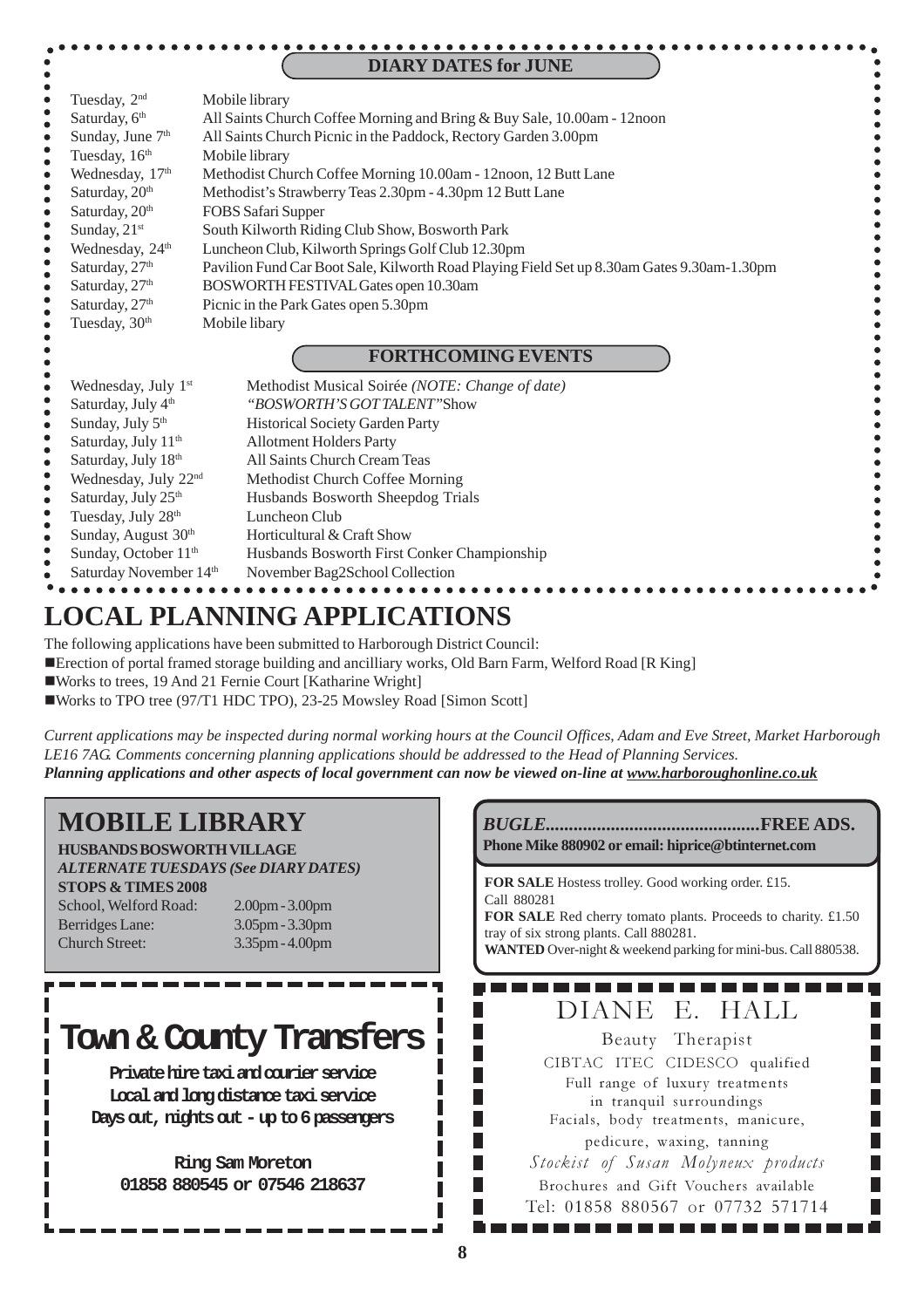## DIARY DATES for JUNE

| | |
|---|---|
| Tuesday, 2nd | Mobile library |
| Saturday, 6th | All Saints Church Coffee Morning and Bring & Buy Sale, 10.00am - 12noon |
| Sunday, June 7th | All Saints Church Picnic in the Paddock, Rectory Garden 3.00pm |
| Tuesday, 16th | Mobile library |
| Wednesday, 17th | Methodist Church Coffee Morning 10.00am - 12noon, 12 Butt Lane |
| Saturday, 20th | Methodist's Strawberry Teas 2.30pm - 4.30pm 12 Butt Lane |
| Saturday, 20th | FOBS Safari Supper |
| Sunday, 21st | South Kilworth Riding Club Show, Bosworth Park |
| Wednesday, 24th | Luncheon Club, Kilworth Springs Golf Club 12.30pm |
| Saturday, 27th | Pavilion Fund Car Boot Sale, Kilworth Road Playing Field Set up 8.30am Gates 9.30am-1.30pm |
| Saturday, 27th | BOSWORTH FESTIVAL Gates open 10.30am |
| Saturday, 27th | Picnic in the Park Gates open 5.30pm |
| Tuesday, 30th | Mobile libary |

## FORTHCOMING EVENTS

| | |
|---|---|
| Wednesday, July 1st | Methodist Musical Soirée *(NOTE: Change of date)* |
| Saturday, July 4th | *"BOSWORTH'S GOT TALENT"* Show |
| Sunday, July 5th | Historical Society Garden Party |
| Saturday, July 11th | Allotment Holders Party |
| Saturday, July 18th | All Saints Church Cream Teas |
| Wednesday, July 22nd | Methodist Church Coffee Morning |
| Saturday, July 25th | Husbands Bosworth Sheepdog Trials |
| Tuesday, July 28th | Luncheon Club |
| Sunday, August 30th | Horticultural & Craft Show |
| Sunday, October 11th | Husbands Bosworth First Conker Championship |
| Saturday November 14th | November Bag2School Collection |

# LOCAL PLANNING APPLICATIONS

The following applications have been submitted to Harborough District Council:

- Erection of portal framed storage building and ancilliary works, Old Barn Farm, Welford Road [R King]
- Works to trees, 19 And 21 Fernie Court [Katharine Wright]
- Works to TPO tree (97/T1 HDC TPO), 23-25 Mowsley Road [Simon Scott]

*Current applications may be inspected during normal working hours at the Council Offices, Adam and Eve Street, Market Harborough LE16 7AG. Comments concerning planning applications should be addressed to the Head of Planning Services.*
***Planning applications and other aspects of local government can now be viewed on-line at www.harboroughonline.co.uk***

# MOBILE LIBRARY

**HUSBANDS BOSWORTH VILLAGE**
***ALTERNATE TUESDAYS (See DIARY DATES)***
**STOPS & TIMES 2008**

| | |
|---|---|
| School, Welford Road: | 2.00pm - 3.00pm |
| Berridges Lane: | 3.05pm - 3.30pm |
| Church Street: | 3.35pm - 4.00pm |

# Town & County Transfers

**Private hire taxi and courier service**
**Local and long distance taxi service**
**Days out, nights out - up to 6 passengers**

**Ring Sam Moreton**
**01858 880545 or 07546 218637**

***BUGLE*..............................................FREE ADS.**
**Phone Mike 880902 or email: hiprice@btinternet.com**

**FOR SALE** Hostess trolley. Good working order. £15. Call 880281

**FOR SALE** Red cherry tomato plants. Proceeds to charity. £1.50 tray of six strong plants. Call 880281.

**WANTED** Over-night & weekend parking for mini-bus. Call 880538.

## DIANE E. HALL

Beauty Therapist
CIBTAC ITEC CIDESCO qualified
Full range of luxury treatments
in tranquil surroundings
Facials, body treatments, manicure,
pedicure, waxing, tanning
*Stockist of Susan Molyneux products*
Brochures and Gift Vouchers available
Tel: 01858 880567 or 07732 571714